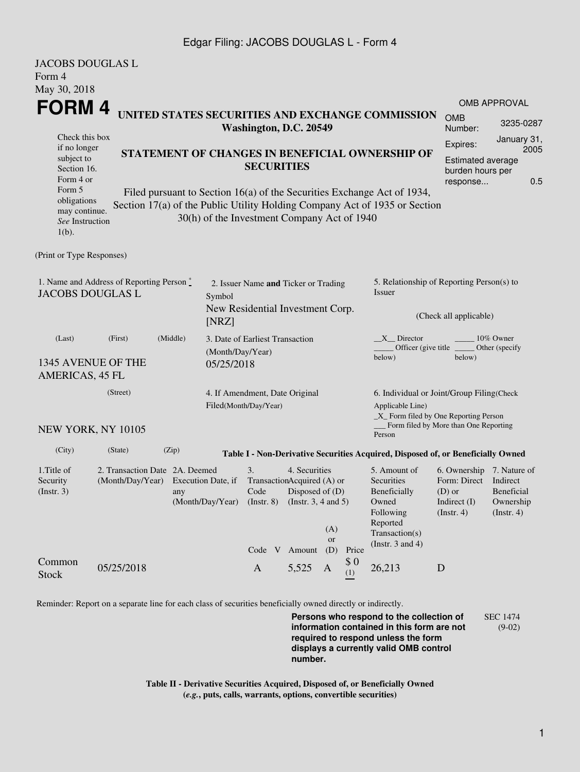JACOBS DOUGLAS L
Form 4
May 30, 2018

# FORM 4

**UNITED STATES SECURITIES AND EXCHANGE COMMISSION**
**Washington, D.C. 20549**

**STATEMENT OF CHANGES IN BENEFICIAL OWNERSHIP OF SECURITIES**

Filed pursuant to Section 16(a) of the Securities Exchange Act of 1934, Section 17(a) of the Public Utility Holding Company Act of 1935 or Section 30(h) of the Investment Company Act of 1940

Check this box if no longer subject to Section 16. Form 4 or Form 5 obligations may continue. *See* Instruction 1(b).

OMB APPROVAL

| | |
|---|---|
| OMB Number: | 3235-0287 |
| Expires: | January 31, 2005 |
| Estimated average burden hours per response... | 0.5 |

(Print or Type Responses)

1. Name and Address of Reporting Person *
JACOBS DOUGLAS L

(Last) (First) (Middle)

1345 AVENUE OF THE AMERICAS, 45 FL

(Street)

NEW YORK, NY 10105

(City) (State) (Zip)

2. Issuer Name **and** Ticker or Trading Symbol
New Residential Investment Corp. [NRZ]

3. Date of Earliest Transaction (Month/Day/Year)
05/25/2018

4. If Amendment, Date Original Filed(Month/Day/Year)

5. Relationship of Reporting Person(s) to Issuer

(Check all applicable)

__X__ Director _____ 10% Owner
_____ Officer (give title below) _____ Other (specify below)

6. Individual or Joint/Group Filing(Check Applicable Line)
_X_ Form filed by One Reporting Person
___ Form filed by More than One Reporting Person

**Table I - Non-Derivative Securities Acquired, Disposed of, or Beneficially Owned**

| 1.Title of Security (Instr. 3) | 2. Transaction Date (Month/Day/Year) | 2A. Deemed Execution Date, if any (Month/Day/Year) | 3. Transaction Code (Instr. 8) | | 4. Securities Acquired (A) or Disposed of (D) (Instr. 3, 4 and 5) | | | 5. Amount of Securities Beneficially Owned Following Reported Transaction(s) (Instr. 3 and 4) | 6. Ownership Form: Direct (D) or Indirect (I) (Instr. 4) | 7. Nature of Indirect Beneficial Ownership (Instr. 4) |
|---|---|---|---|---|---|---|---|---|---|---|
| | | | Code | V | Amount | (A) or (D) | Price | | | |
| Common Stock | 05/25/2018 | | A | | 5,525 | A | $ 0 (1) | 26,213 | D | |

Reminder: Report on a separate line for each class of securities beneficially owned directly or indirectly.

**Persons who respond to the collection of information contained in this form are not required to respond unless the form displays a currently valid OMB control number.**

SEC 1474 (9-02)

**Table II - Derivative Securities Acquired, Disposed of, or Beneficially Owned**
**(*e.g.*, puts, calls, warrants, options, convertible securities)**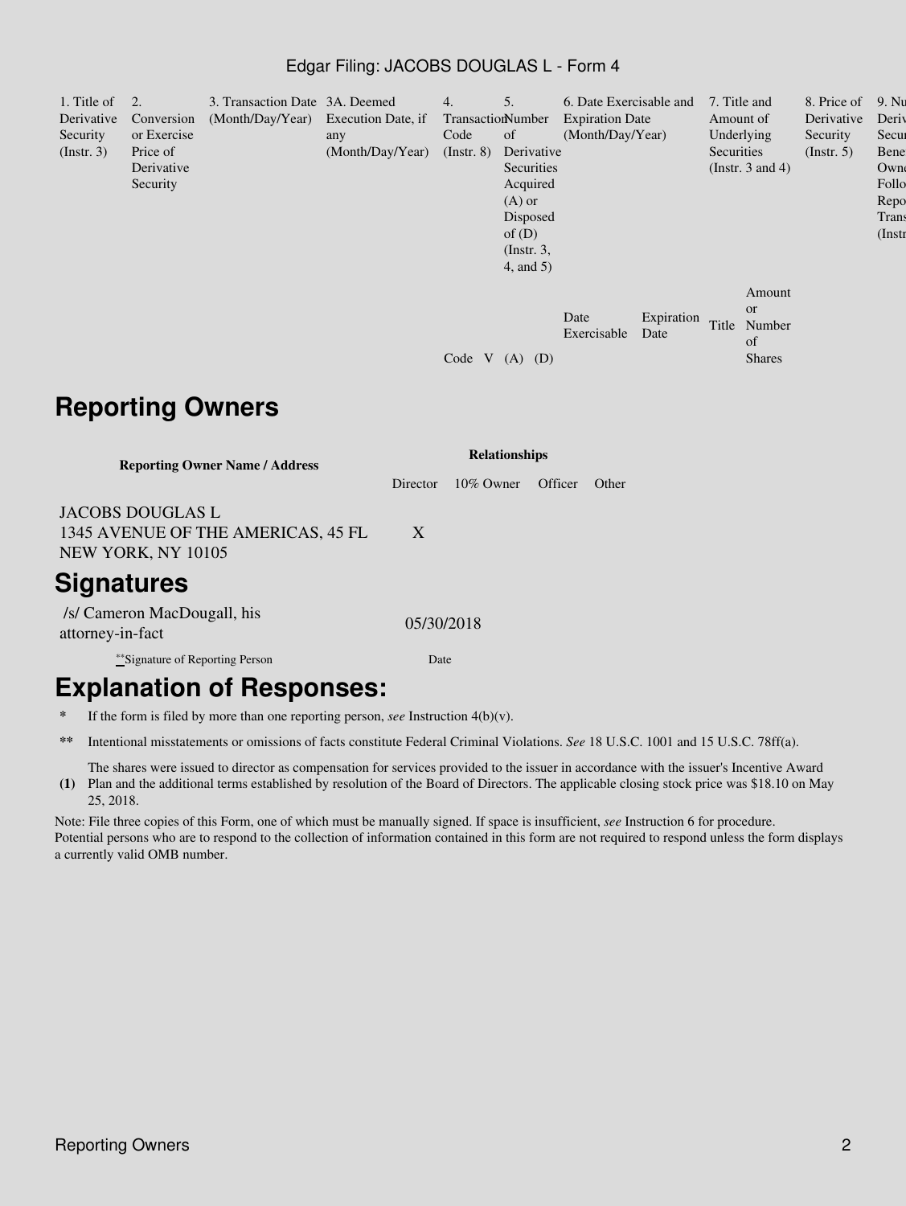| 1. Title of Derivative Security (Instr. 3) | 2. Conversion or Exercise Price of Derivative Security | 3. Transaction Date (Month/Day/Year) | 3A. Deemed Execution Date, if any (Month/Day/Year) | 4. Transaction Code (Instr. 8) | | 5. Number of Derivative Securities Acquired (A) or Disposed of (D) (Instr. 3, 4, and 5) | | 6. Date Exercisable and Expiration Date (Month/Day/Year) | | 7. Title and Amount of Underlying Securities (Instr. 3 and 4) | | 8. Price of Derivative Security (Instr. 5) | 9. Nu Deriv Secur Bene Own Follo Repo Trans (Instr |
|---|---|---|---|---|---|---|---|---|---|---|---|---|---|
| | | | | Code | V | (A) | (D) | Date Exercisable | Expiration Date | Title | Amount or Number of Shares | | |

## Reporting Owners

| Reporting Owner Name / Address | Relationships | | | |
|---|---|---|---|---|
| | Director | 10% Owner | Officer | Other |
| JACOBS DOUGLAS L<br>1345 AVENUE OF THE AMERICAS, 45 FL<br>NEW YORK, NY 10105 | X | | | |

## Signatures

| | |
|---|---|
| /s/ Cameron MacDougall, his attorney-in-fact | 05/30/2018 |
| **Signature of Reporting Person | Date |

## Explanation of Responses:

\* If the form is filed by more than one reporting person, *see* Instruction 4(b)(v).

\** Intentional misstatements or omissions of facts constitute Federal Criminal Violations. *See* 18 U.S.C. 1001 and 15 U.S.C. 78ff(a).

**(1)** The shares were issued to director as compensation for services provided to the issuer in accordance with the issuer's Incentive Award Plan and the additional terms established by resolution of the Board of Directors. The applicable closing stock price was $18.10 on May 25, 2018.

Note: File three copies of this Form, one of which must be manually signed. If space is insufficient, *see* Instruction 6 for procedure.
Potential persons who are to respond to the collection of information contained in this form are not required to respond unless the form displays a currently valid OMB number.